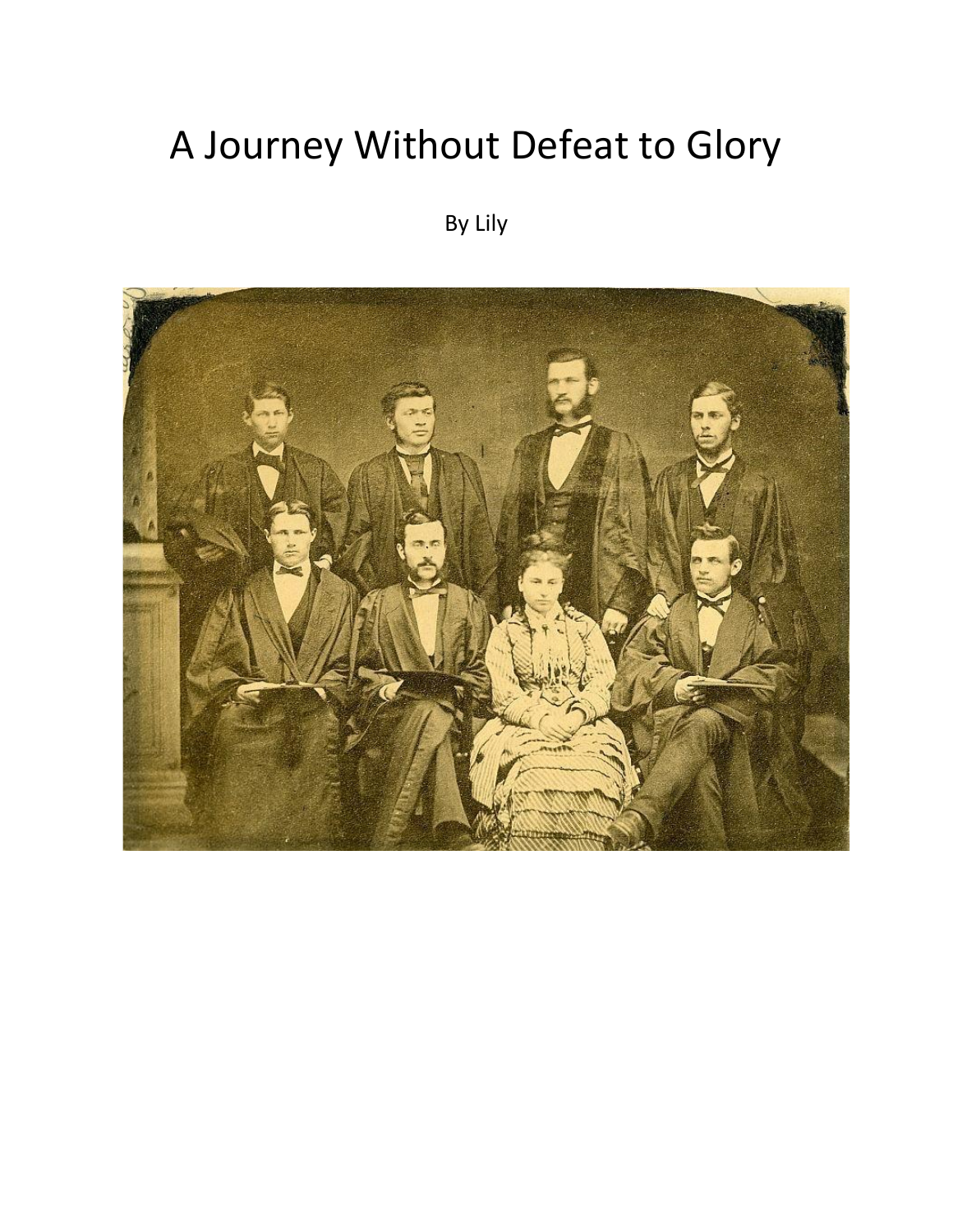# A Journey Without Defeat to Glory

By Lily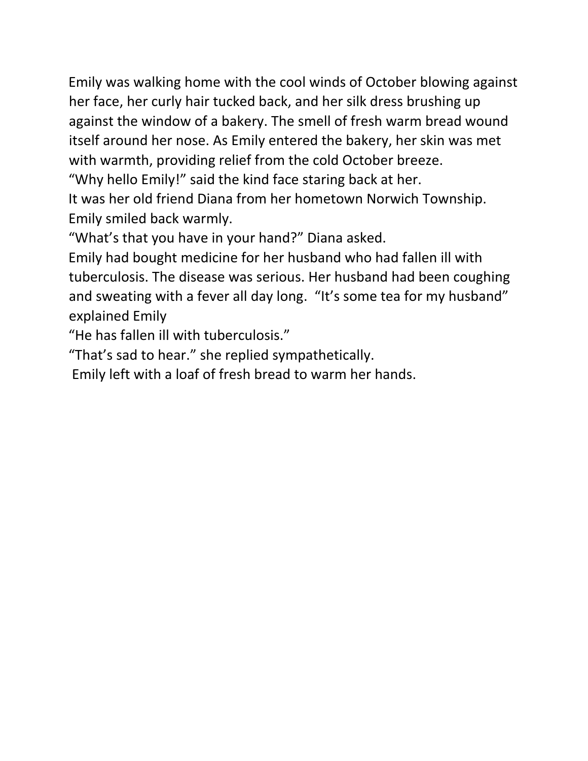Emily was walking home with the cool winds of October blowing against her face, her curly hair tucked back, and her silk dress brushing up against the window of a bakery. The smell of fresh warm bread wound itself around her nose. As Emily entered the bakery, her skin was met with warmth, providing relief from the cold October breeze.

“Why hello Emily!” said the kind face staring back at her.

It was her old friend Diana from her hometown Norwich Township. Emily smiled back warmly.

“What’s that you have in your hand?” Diana asked.

Emily had bought medicine for her husband who had fallen ill with tuberculosis. The disease was serious. Her husband had been coughing and sweating with a fever all day long. “It’s some tea for my husband” explained Emily

“He has fallen ill with tuberculosis.”

“That’s sad to hear.” she replied sympathetically.

Emily left with a loaf of fresh bread to warm her hands.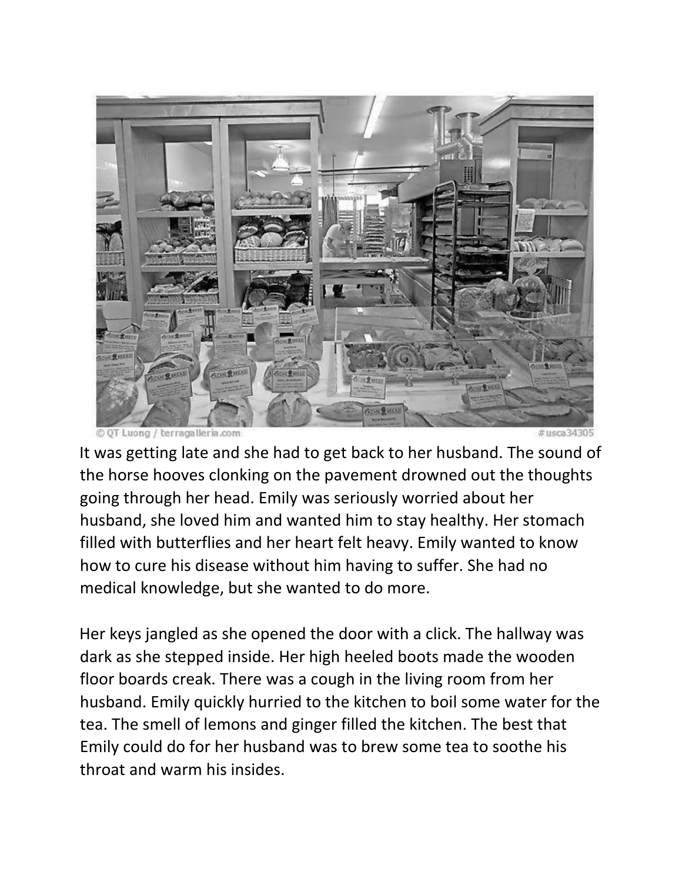It was getting late and she had to get back to her husband. The sound of the horse hooves clonking on the pavement drowned out the thoughts going through her head. Emily was seriously worried about her husband, she loved him and wanted him to stay healthy. Her stomach filled with butterflies and her heart felt heavy. Emily wanted to know how to cure his disease without him having to suffer. She had no medical knowledge, but she wanted to do more.

Her keys jangled as she opened the door with a click. The hallway was dark as she stepped inside. Her high heeled boots made the wooden floor boards creak. There was a cough in the living room from her husband. Emily quickly hurried to the kitchen to boil some water for the tea. The smell of lemons and ginger filled the kitchen. The best that Emily could do for her husband was to brew some tea to soothe his throat and warm his insides.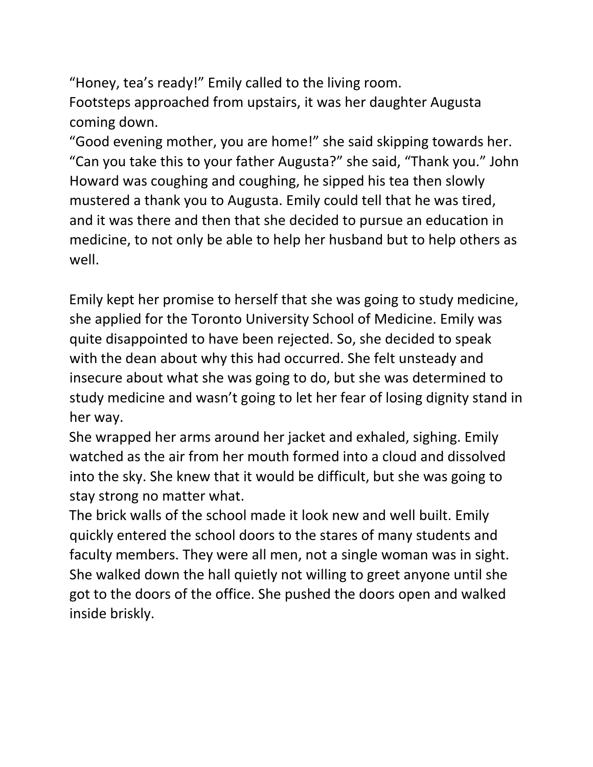"Honey, tea's ready!" Emily called to the living room.
Footsteps approached from upstairs, it was her daughter Augusta coming down.
"Good evening mother, you are home!" she said skipping towards her.
"Can you take this to your father Augusta?" she said, "Thank you." John Howard was coughing and coughing, he sipped his tea then slowly mustered a thank you to Augusta. Emily could tell that he was tired, and it was there and then that she decided to pursue an education in medicine, to not only be able to help her husband but to help others as well.

Emily kept her promise to herself that she was going to study medicine, she applied for the Toronto University School of Medicine. Emily was quite disappointed to have been rejected. So, she decided to speak with the dean about why this had occurred. She felt unsteady and insecure about what she was going to do, but she was determined to study medicine and wasn't going to let her fear of losing dignity stand in her way.
She wrapped her arms around her jacket and exhaled, sighing. Emily watched as the air from her mouth formed into a cloud and dissolved into the sky. She knew that it would be difficult, but she was going to stay strong no matter what.
The brick walls of the school made it look new and well built. Emily quickly entered the school doors to the stares of many students and faculty members. They were all men, not a single woman was in sight. She walked down the hall quietly not willing to greet anyone until she got to the doors of the office. She pushed the doors open and walked inside briskly.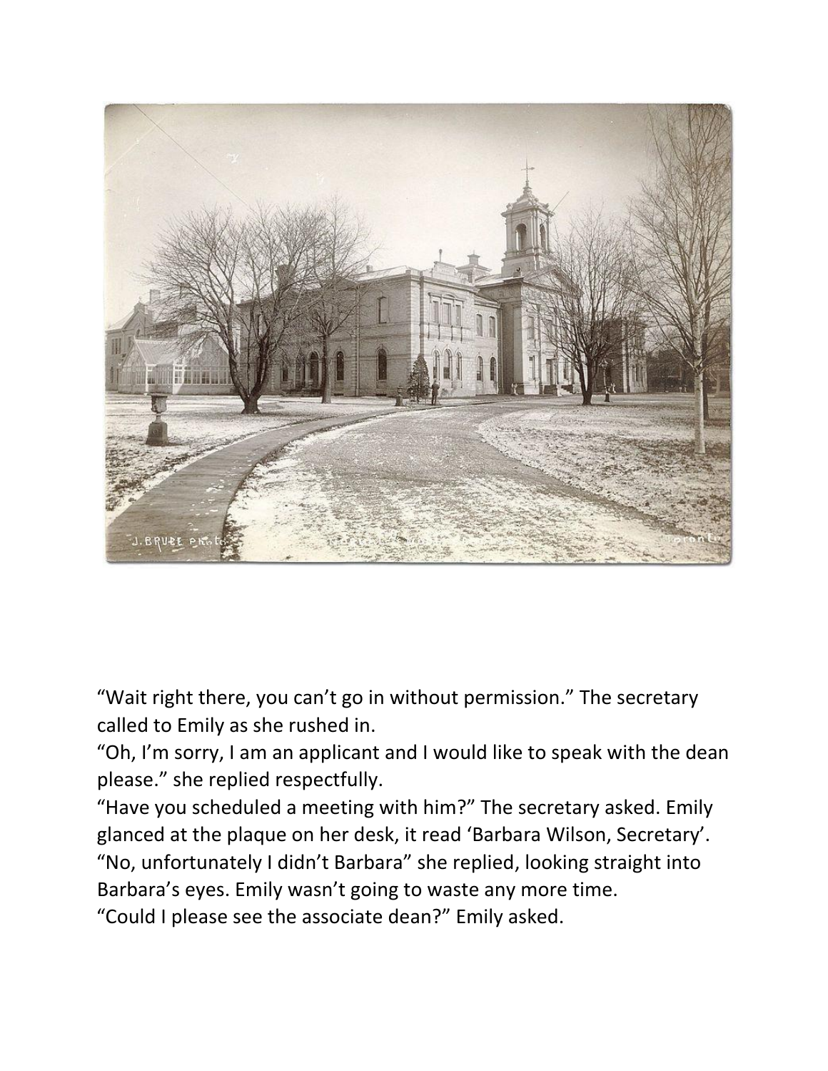“Wait right there, you can’t go in without permission.” The secretary called to Emily as she rushed in.
“Oh, I’m sorry, I am an applicant and I would like to speak with the dean please.” she replied respectfully.
“Have you scheduled a meeting with him?” The secretary asked. Emily glanced at the plaque on her desk, it read ‘Barbara Wilson, Secretary’.
“No, unfortunately I didn’t Barbara” she replied, looking straight into Barbara’s eyes. Emily wasn’t going to waste any more time.
“Could I please see the associate dean?” Emily asked.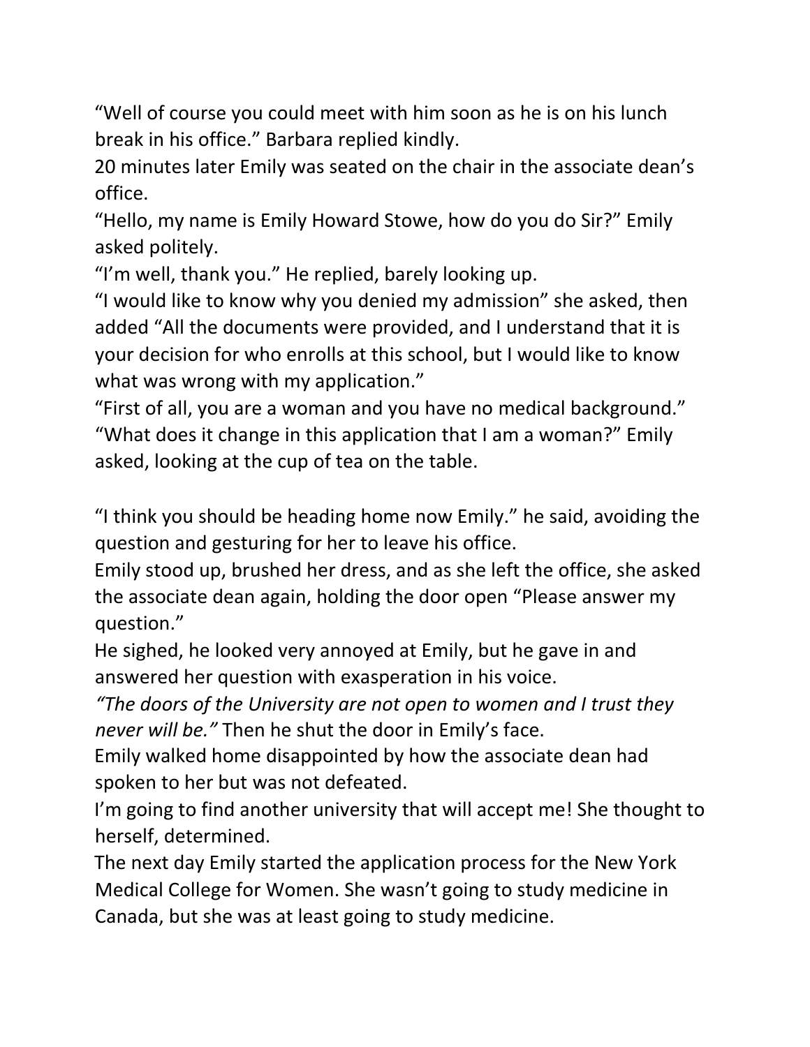"Well of course you could meet with him soon as he is on his lunch break in his office." Barbara replied kindly.

20 minutes later Emily was seated on the chair in the associate dean's office.

"Hello, my name is Emily Howard Stowe, how do you do Sir?" Emily asked politely.

"I'm well, thank you." He replied, barely looking up.

"I would like to know why you denied my admission" she asked, then added "All the documents were provided, and I understand that it is your decision for who enrolls at this school, but I would like to know what was wrong with my application."

"First of all, you are a woman and you have no medical background."

"What does it change in this application that I am a woman?" Emily asked, looking at the cup of tea on the table.

"I think you should be heading home now Emily." he said, avoiding the question and gesturing for her to leave his office.

Emily stood up, brushed her dress, and as she left the office, she asked the associate dean again, holding the door open "Please answer my question."

He sighed, he looked very annoyed at Emily, but he gave in and answered her question with exasperation in his voice.

*"The doors of the University are not open to women and I trust they never will be."* Then he shut the door in Emily's face.

Emily walked home disappointed by how the associate dean had spoken to her but was not defeated.

I'm going to find another university that will accept me! She thought to herself, determined.

The next day Emily started the application process for the New York Medical College for Women. She wasn't going to study medicine in Canada, but she was at least going to study medicine.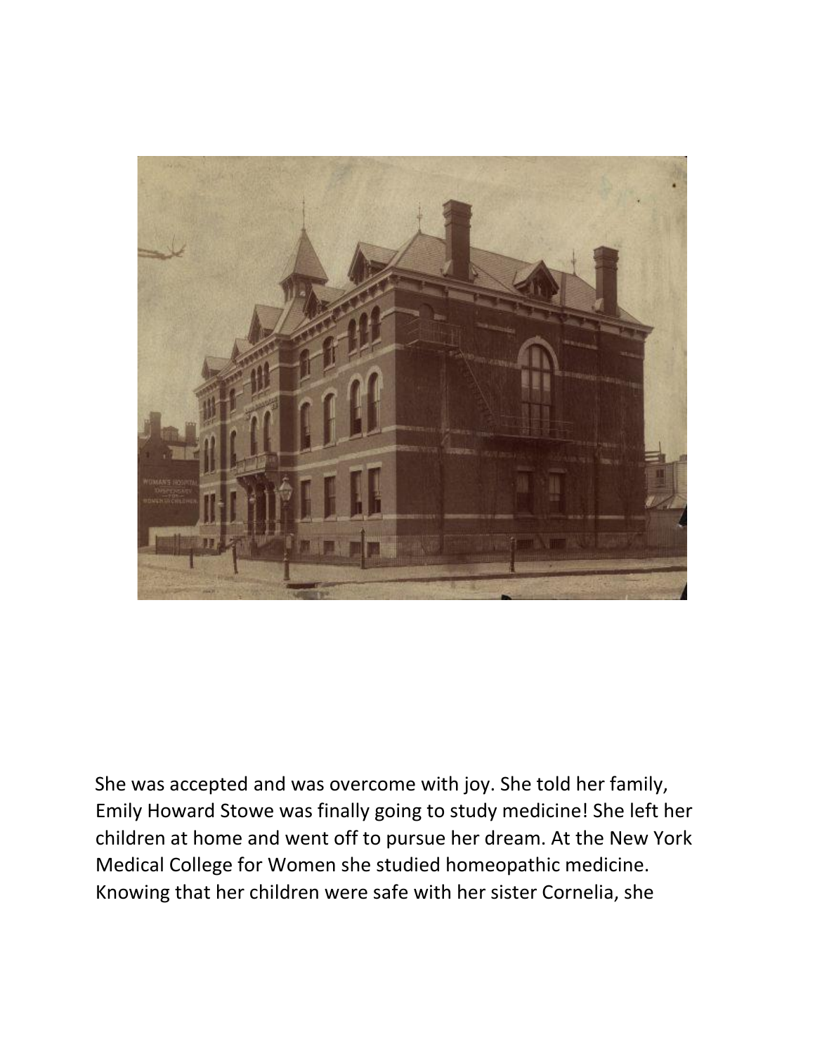She was accepted and was overcome with joy. She told her family, Emily Howard Stowe was finally going to study medicine! She left her children at home and went off to pursue her dream. At the New York Medical College for Women she studied homeopathic medicine. Knowing that her children were safe with her sister Cornelia, she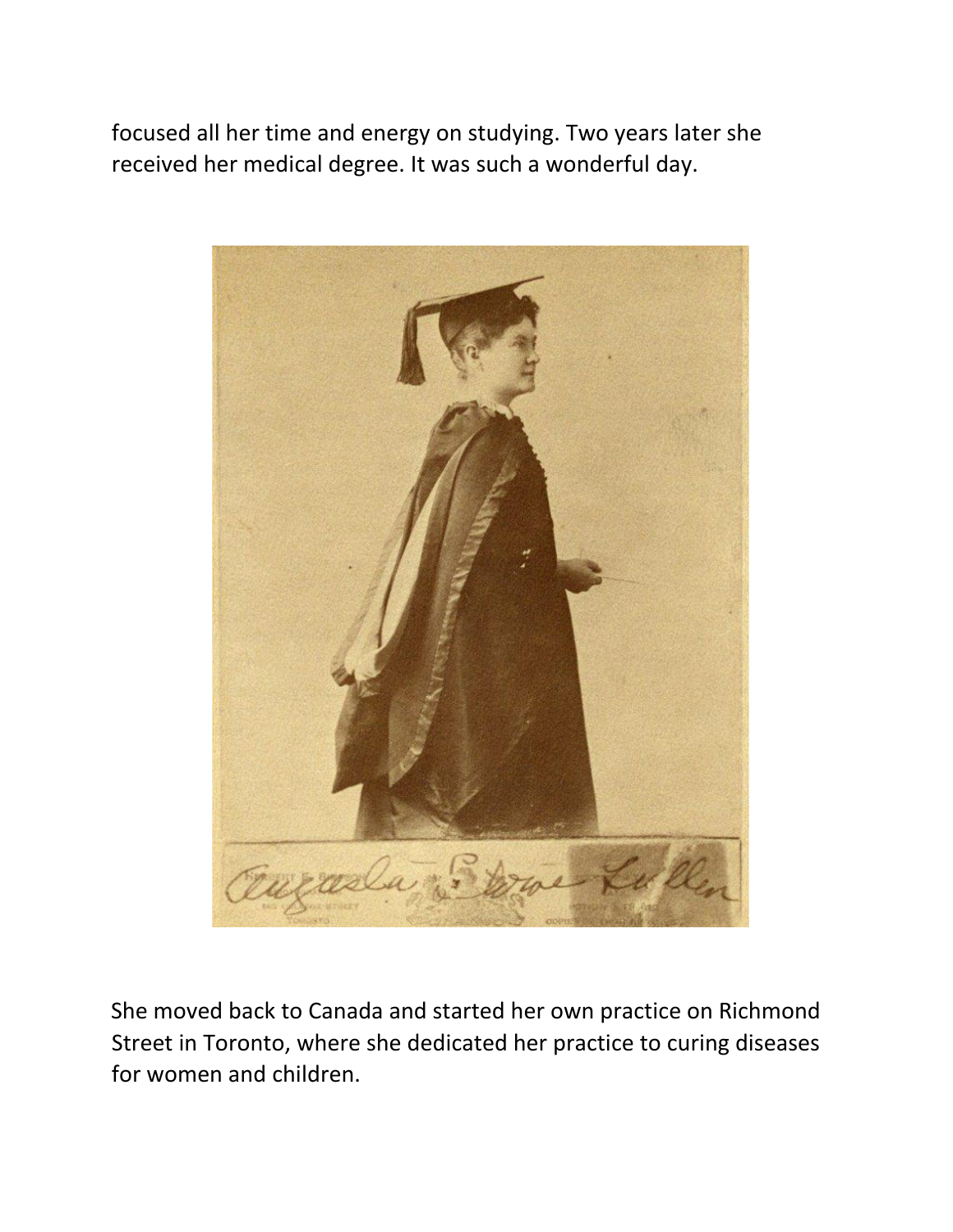focused all her time and energy on studying. Two years later she received her medical degree. It was such a wonderful day.

She moved back to Canada and started her own practice on Richmond Street in Toronto, where she dedicated her practice to curing diseases for women and children.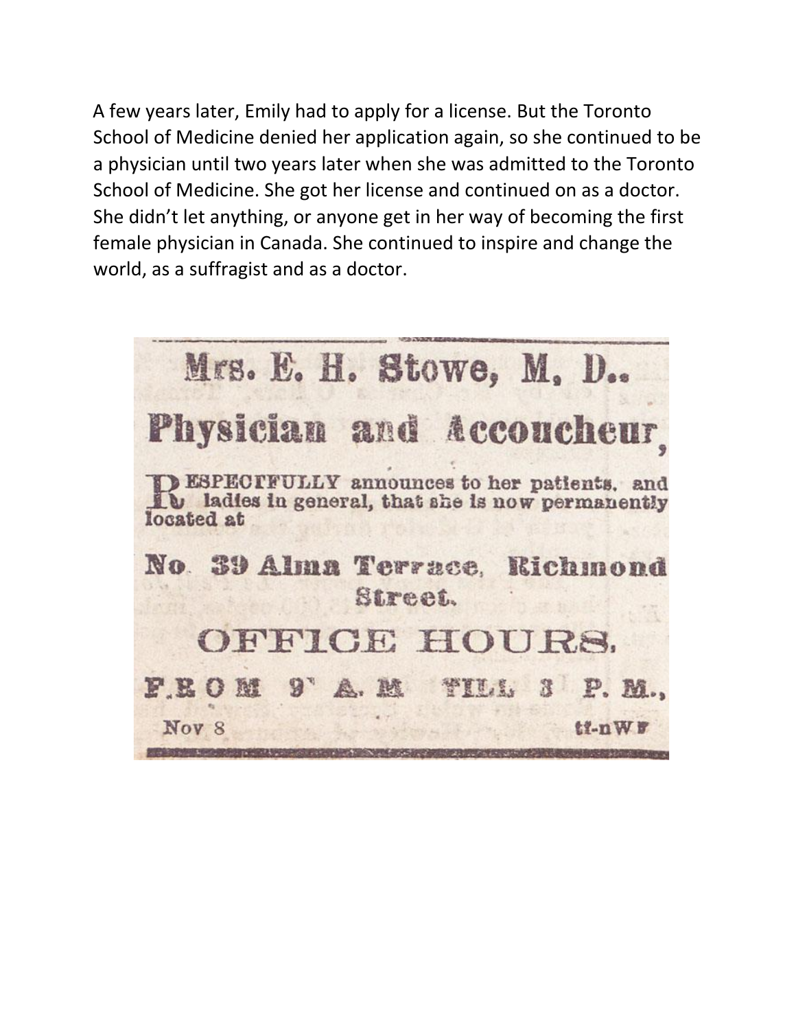A few years later, Emily had to apply for a license. But the Toronto School of Medicine denied her application again, so she continued to be a physician until two years later when she was admitted to the Toronto School of Medicine. She got her license and continued on as a doctor. She didn't let anything, or anyone get in her way of becoming the first female physician in Canada. She continued to inspire and change the world, as a suffragist and as a doctor.

**Mrs. E. H. Stowe, M. D.,**

**Physician and Accoucheur,**

RESPECTFULLY announces to her patients, and ladies in general, that she is now permanently located at

**No. 39 Alma Terrace, Richmond Street.**

**OFFICE HOURS.**

**FROM 9 A. M. TILL 3 P. M.,**

Nov 8 tf-nWF